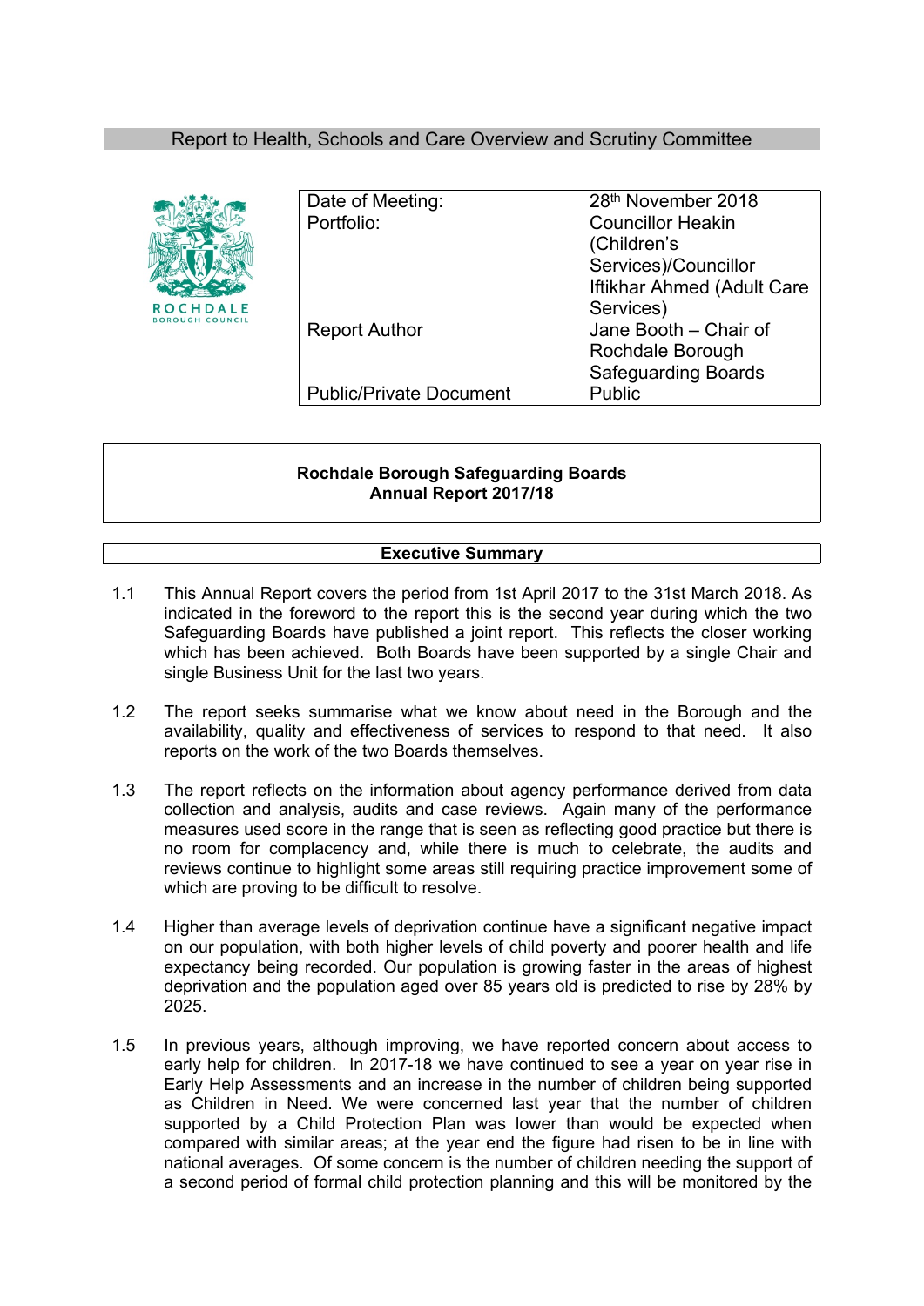Report to Health, Schools and Care Overview and Scrutiny Committee

| | |
|---|---|
| Date of Meeting: | 28th November 2018 |
| Portfolio: | Councillor Heakin (Children's Services)/Councillor Iftikhar Ahmed (Adult Care Services) |
| Report Author | Jane Booth – Chair of Rochdale Borough Safeguarding Boards |
| Public/Private Document | Public |

**Rochdale Borough Safeguarding Boards Annual Report 2017/18**

**Executive Summary**

1.1 This Annual Report covers the period from 1st April 2017 to the 31st March 2018. As indicated in the foreword to the report this is the second year during which the two Safeguarding Boards have published a joint report. This reflects the closer working which has been achieved. Both Boards have been supported by a single Chair and single Business Unit for the last two years.

1.2 The report seeks summarise what we know about need in the Borough and the availability, quality and effectiveness of services to respond to that need. It also reports on the work of the two Boards themselves.

1.3 The report reflects on the information about agency performance derived from data collection and analysis, audits and case reviews. Again many of the performance measures used score in the range that is seen as reflecting good practice but there is no room for complacency and, while there is much to celebrate, the audits and reviews continue to highlight some areas still requiring practice improvement some of which are proving to be difficult to resolve.

1.4 Higher than average levels of deprivation continue have a significant negative impact on our population, with both higher levels of child poverty and poorer health and life expectancy being recorded. Our population is growing faster in the areas of highest deprivation and the population aged over 85 years old is predicted to rise by 28% by 2025.

1.5 In previous years, although improving, we have reported concern about access to early help for children. In 2017-18 we have continued to see a year on year rise in Early Help Assessments and an increase in the number of children being supported as Children in Need. We were concerned last year that the number of children supported by a Child Protection Plan was lower than would be expected when compared with similar areas; at the year end the figure had risen to be in line with national averages. Of some concern is the number of children needing the support of a second period of formal child protection planning and this will be monitored by the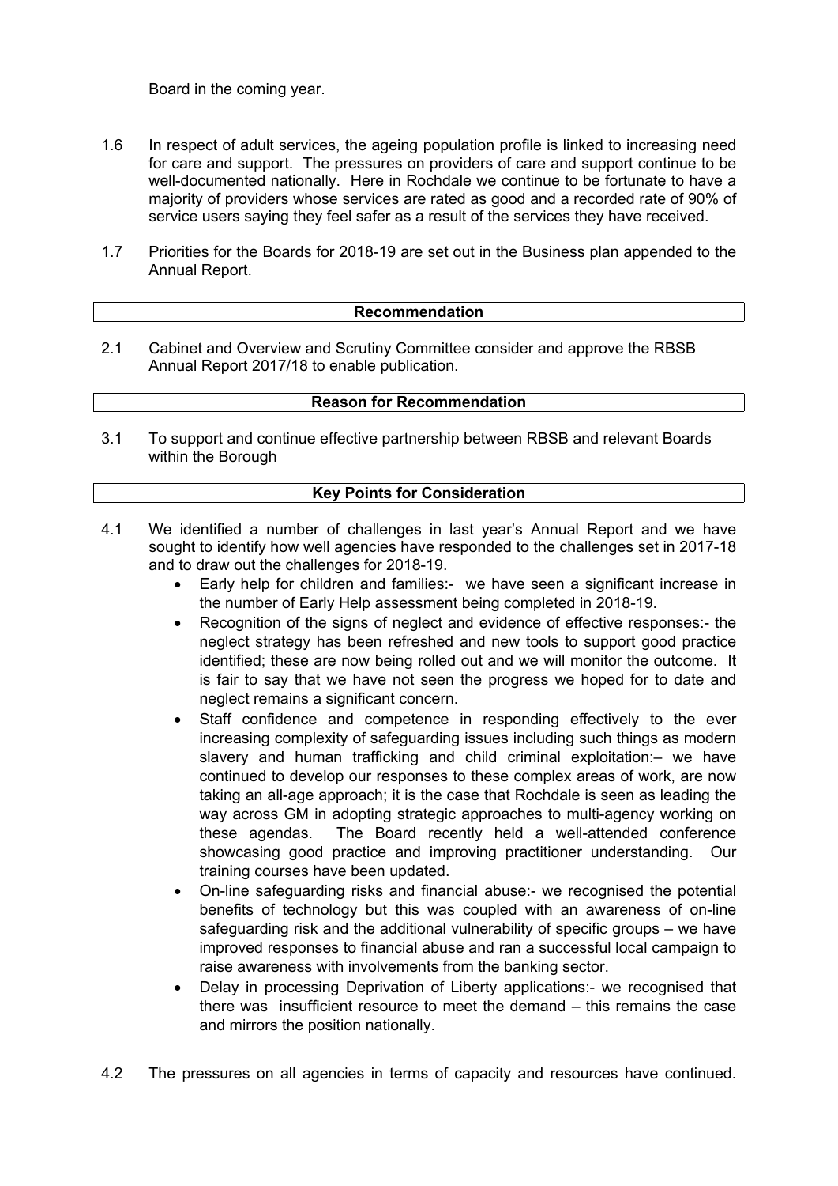Board in the coming year.

1.6 In respect of adult services, the ageing population profile is linked to increasing need for care and support. The pressures on providers of care and support continue to be well-documented nationally. Here in Rochdale we continue to be fortunate to have a majority of providers whose services are rated as good and a recorded rate of 90% of service users saying they feel safer as a result of the services they have received.

1.7 Priorities for the Boards for 2018-19 are set out in the Business plan appended to the Annual Report.

## Recommendation

2.1 Cabinet and Overview and Scrutiny Committee consider and approve the RBSB Annual Report 2017/18 to enable publication.

## Reason for Recommendation

3.1 To support and continue effective partnership between RBSB and relevant Boards within the Borough

## Key Points for Consideration

4.1 We identified a number of challenges in last year's Annual Report and we have sought to identify how well agencies have responded to the challenges set in 2017-18 and to draw out the challenges for 2018-19.

- Early help for children and families:- we have seen a significant increase in the number of Early Help assessment being completed in 2018-19.
- Recognition of the signs of neglect and evidence of effective responses:- the neglect strategy has been refreshed and new tools to support good practice identified; these are now being rolled out and we will monitor the outcome. It is fair to say that we have not seen the progress we hoped for to date and neglect remains a significant concern.
- Staff confidence and competence in responding effectively to the ever increasing complexity of safeguarding issues including such things as modern slavery and human trafficking and child criminal exploitation:– we have continued to develop our responses to these complex areas of work, are now taking an all-age approach; it is the case that Rochdale is seen as leading the way across GM in adopting strategic approaches to multi-agency working on these agendas. The Board recently held a well-attended conference showcasing good practice and improving practitioner understanding. Our training courses have been updated.
- On-line safeguarding risks and financial abuse:- we recognised the potential benefits of technology but this was coupled with an awareness of on-line safeguarding risk and the additional vulnerability of specific groups – we have improved responses to financial abuse and ran a successful local campaign to raise awareness with involvements from the banking sector.
- Delay in processing Deprivation of Liberty applications:- we recognised that there was insufficient resource to meet the demand – this remains the case and mirrors the position nationally.

4.2 The pressures on all agencies in terms of capacity and resources have continued.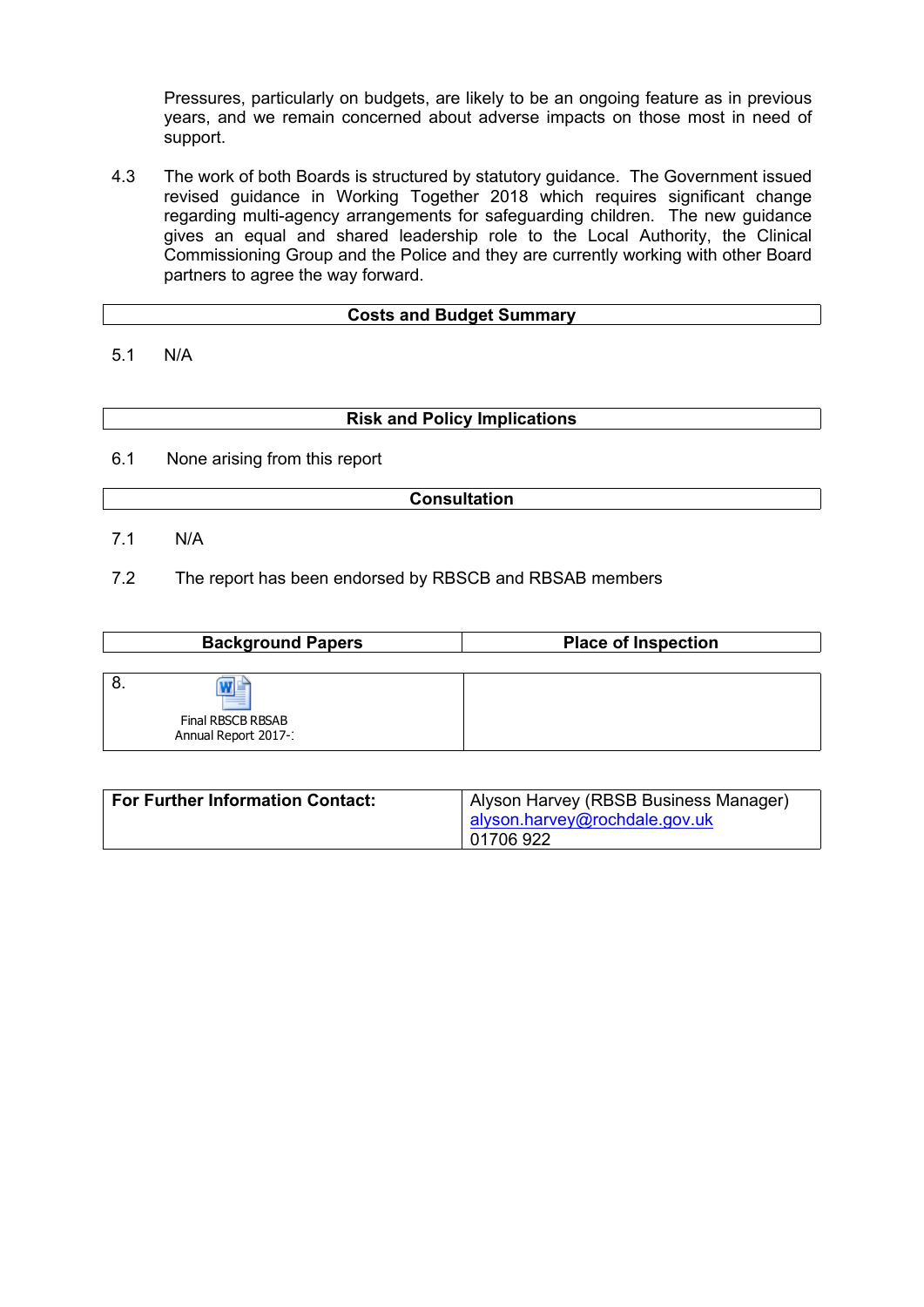Pressures, particularly on budgets, are likely to be an ongoing feature as in previous years, and we remain concerned about adverse impacts on those most in need of support.

4.3 The work of both Boards is structured by statutory guidance. The Government issued revised guidance in Working Together 2018 which requires significant change regarding multi-agency arrangements for safeguarding children. The new guidance gives an equal and shared leadership role to the Local Authority, the Clinical Commissioning Group and the Police and they are currently working with other Board partners to agree the way forward.

## Costs and Budget Summary

5.1 N/A

## Risk and Policy Implications

6.1 None arising from this report

## Consultation

7.1 N/A

7.2 The report has been endorsed by RBSCB and RBSAB members

| Background Papers | Place of Inspection |
|---|---|
| 8. Final RBSCB RBSAB Annual Report 2017-: | |

| | |
|---|---|
| **For Further Information Contact:** | Alyson Harvey (RBSB Business Manager) alyson.harvey@rochdale.gov.uk 01706 922 |